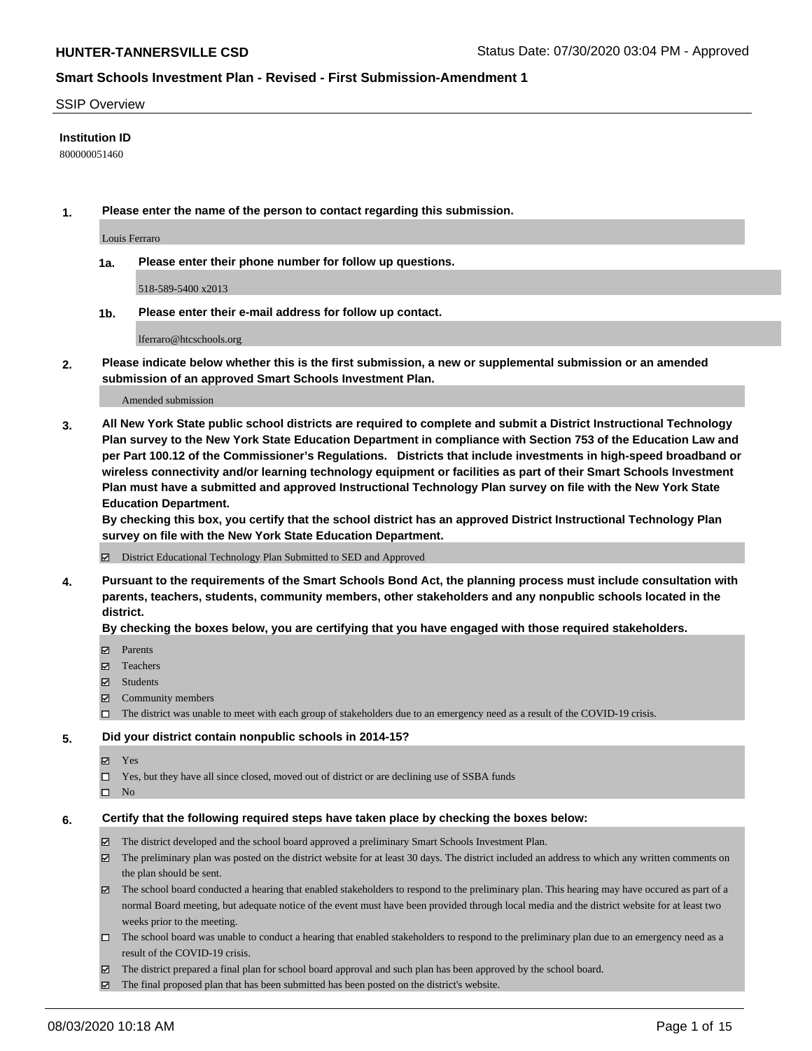**HUNTER-TANNERSVILLE CSD** Status Date: 07/30/2020 03:04 PM - Approved

## Smart Schools Investment Plan - Revised - First Submission-Amendment 1

SSIP Overview

**Institution ID**

800000051460

**1. Please enter the name of the person to contact regarding this submission.**

Louis Ferraro

**1a. Please enter their phone number for follow up questions.**

518-589-5400 x2013

**1b. Please enter their e-mail address for follow up contact.**

lferraro@htcschools.org

**2. Please indicate below whether this is the first submission, a new or supplemental submission or an amended submission of an approved Smart Schools Investment Plan.**

Amended submission

**3. All New York State public school districts are required to complete and submit a District Instructional Technology Plan survey to the New York State Education Department in compliance with Section 753 of the Education Law and per Part 100.12 of the Commissioner's Regulations. Districts that include investments in high-speed broadband or wireless connectivity and/or learning technology equipment or facilities as part of their Smart Schools Investment Plan must have a submitted and approved Instructional Technology Plan survey on file with the New York State Education Department.**
**By checking this box, you certify that the school district has an approved District Instructional Technology Plan survey on file with the New York State Education Department.**

- ☑ District Educational Technology Plan Submitted to SED and Approved

**4. Pursuant to the requirements of the Smart Schools Bond Act, the planning process must include consultation with parents, teachers, students, community members, other stakeholders and any nonpublic schools located in the district.**
**By checking the boxes below, you are certifying that you have engaged with those required stakeholders.**

- ☑ Parents
- ☑ Teachers
- ☑ Students
- ☑ Community members
- ☐ The district was unable to meet with each group of stakeholders due to an emergency need as a result of the COVID-19 crisis.

**5. Did your district contain nonpublic schools in 2014-15?**

- ☑ Yes
- ☐ Yes, but they have all since closed, moved out of district or are declining use of SSBA funds
- ☐ No

**6. Certify that the following required steps have taken place by checking the boxes below:**

- ☑ The district developed and the school board approved a preliminary Smart Schools Investment Plan.
- ☑ The preliminary plan was posted on the district website for at least 30 days. The district included an address to which any written comments on the plan should be sent.
- ☑ The school board conducted a hearing that enabled stakeholders to respond to the preliminary plan. This hearing may have occured as part of a normal Board meeting, but adequate notice of the event must have been provided through local media and the district website for at least two weeks prior to the meeting.
- ☐ The school board was unable to conduct a hearing that enabled stakeholders to respond to the preliminary plan due to an emergency need as a result of the COVID-19 crisis.
- ☑ The district prepared a final plan for school board approval and such plan has been approved by the school board.
- ☑ The final proposed plan that has been submitted has been posted on the district's website.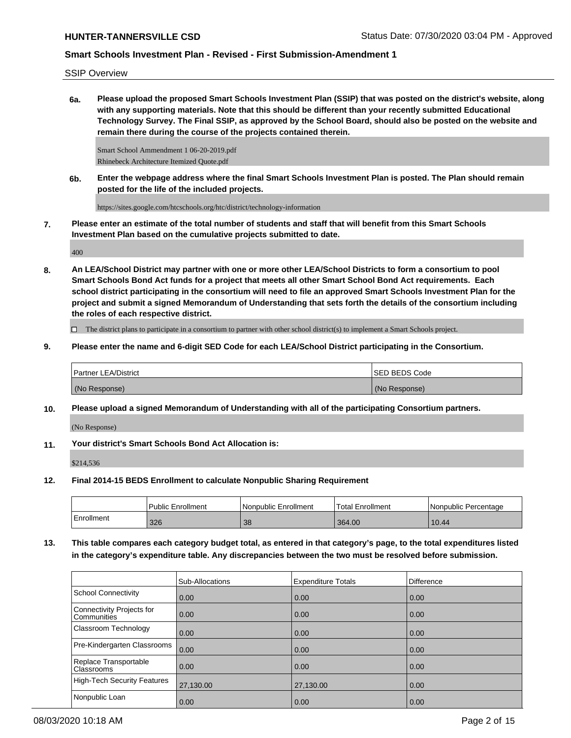SSIP Overview

**6a. Please upload the proposed Smart Schools Investment Plan (SSIP) that was posted on the district's website, along with any supporting materials. Note that this should be different than your recently submitted Educational Technology Survey. The Final SSIP, as approved by the School Board, should also be posted on the website and remain there during the course of the projects contained therein.**

Smart School Ammendment 1 06-20-2019.pdf
Rhinebeck Architecture Itemized Quote.pdf

**6b. Enter the webpage address where the final Smart Schools Investment Plan is posted. The Plan should remain posted for the life of the included projects.**

https://sites.google.com/htcschools.org/htc/district/technology-information

**7. Please enter an estimate of the total number of students and staff that will benefit from this Smart Schools Investment Plan based on the cumulative projects submitted to date.**

400

**8. An LEA/School District may partner with one or more other LEA/School Districts to form a consortium to pool Smart Schools Bond Act funds for a project that meets all other Smart School Bond Act requirements. Each school district participating in the consortium will need to file an approved Smart Schools Investment Plan for the project and submit a signed Memorandum of Understanding that sets forth the details of the consortium including the roles of each respective district.**

☐ The district plans to participate in a consortium to partner with other school district(s) to implement a Smart Schools project.

**9. Please enter the name and 6-digit SED Code for each LEA/School District participating in the Consortium.**

| Partner LEA/District | SED BEDS Code |
| --- | --- |
| (No Response) | (No Response) |

**10. Please upload a signed Memorandum of Understanding with all of the participating Consortium partners.**

(No Response)

**11. Your district's Smart Schools Bond Act Allocation is:**

$214,536

**12. Final 2014-15 BEDS Enrollment to calculate Nonpublic Sharing Requirement**

| | Public Enrollment | Nonpublic Enrollment | Total Enrollment | Nonpublic Percentage |
| --- | --- | --- | --- | --- |
| Enrollment | 326 | 38 | 364.00 | 10.44 |

**13. This table compares each category budget total, as entered in that category's page, to the total expenditures listed in the category's expenditure table. Any discrepancies between the two must be resolved before submission.**

| | Sub-Allocations | Expenditure Totals | Difference |
| --- | --- | --- | --- |
| School Connectivity | 0.00 | 0.00 | 0.00 |
| Connectivity Projects for Communities | 0.00 | 0.00 | 0.00 |
| Classroom Technology | 0.00 | 0.00 | 0.00 |
| Pre-Kindergarten Classrooms | 0.00 | 0.00 | 0.00 |
| Replace Transportable Classrooms | 0.00 | 0.00 | 0.00 |
| High-Tech Security Features | 27,130.00 | 27,130.00 | 0.00 |
| Nonpublic Loan | 0.00 | 0.00 | 0.00 |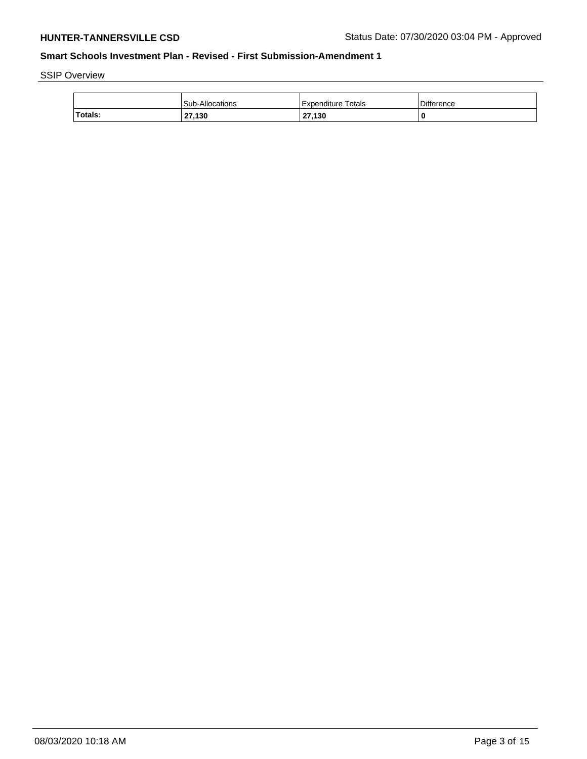SSIP Overview

| | Sub-Allocations | Expenditure Totals | Difference |
|---|---|---|---|
| **Totals:** | **27,130** | **27,130** | **0** |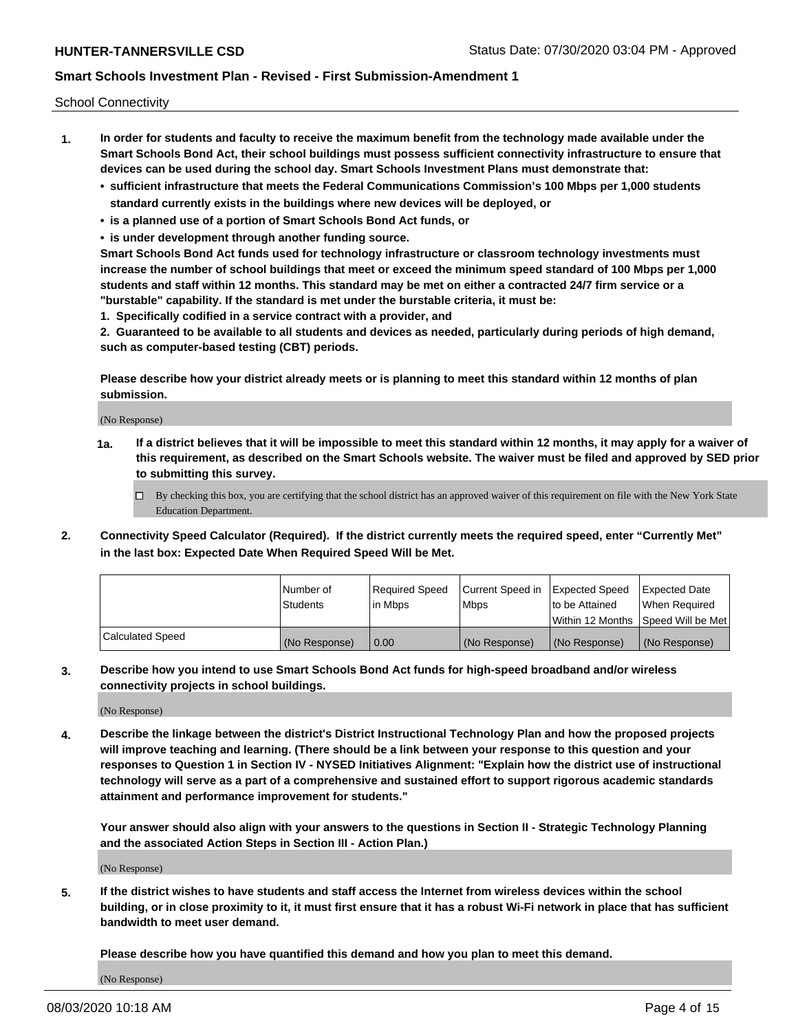School Connectivity

1. **In order for students and faculty to receive the maximum benefit from the technology made available under the Smart Schools Bond Act, their school buildings must possess sufficient connectivity infrastructure to ensure that devices can be used during the school day. Smart Schools Investment Plans must demonstrate that:**
   - **sufficient infrastructure that meets the Federal Communications Commission's 100 Mbps per 1,000 students standard currently exists in the buildings where new devices will be deployed, or**
   - **is a planned use of a portion of Smart Schools Bond Act funds, or**
   - **is under development through another funding source.**

   **Smart Schools Bond Act funds used for technology infrastructure or classroom technology investments must increase the number of school buildings that meet or exceed the minimum speed standard of 100 Mbps per 1,000 students and staff within 12 months. This standard may be met on either a contracted 24/7 firm service or a "burstable" capability. If the standard is met under the burstable criteria, it must be:**

   **1. Specifically codified in a service contract with a provider, and**

   **2. Guaranteed to be available to all students and devices as needed, particularly during periods of high demand, such as computer-based testing (CBT) periods.**

   **Please describe how your district already meets or is planning to meet this standard within 12 months of plan submission.**

   (No Response)

   **1a. If a district believes that it will be impossible to meet this standard within 12 months, it may apply for a waiver of this requirement, as described on the Smart Schools website. The waiver must be filed and approved by SED prior to submitting this survey.**

   ☐ By checking this box, you are certifying that the school district has an approved waiver of this requirement on file with the New York State Education Department.

2. **Connectivity Speed Calculator (Required). If the district currently meets the required speed, enter "Currently Met" in the last box: Expected Date When Required Speed Will be Met.**

| | Number of Students | Required Speed in Mbps | Current Speed in Mbps | Expected Speed to be Attained Within 12 Months | Expected Date When Required Speed Will be Met |
|---|---|---|---|---|---|
| Calculated Speed | (No Response) | 0.00 | (No Response) | (No Response) | (No Response) |

3. **Describe how you intend to use Smart Schools Bond Act funds for high-speed broadband and/or wireless connectivity projects in school buildings.**

   (No Response)

4. **Describe the linkage between the district's District Instructional Technology Plan and how the proposed projects will improve teaching and learning. (There should be a link between your response to this question and your responses to Question 1 in Section IV - NYSED Initiatives Alignment: "Explain how the district use of instructional technology will serve as a part of a comprehensive and sustained effort to support rigorous academic standards attainment and performance improvement for students."**

   **Your answer should also align with your answers to the questions in Section II - Strategic Technology Planning and the associated Action Steps in Section III - Action Plan.)**

   (No Response)

5. **If the district wishes to have students and staff access the Internet from wireless devices within the school building, or in close proximity to it, it must first ensure that it has a robust Wi-Fi network in place that has sufficient bandwidth to meet user demand.**

   **Please describe how you have quantified this demand and how you plan to meet this demand.**

   (No Response)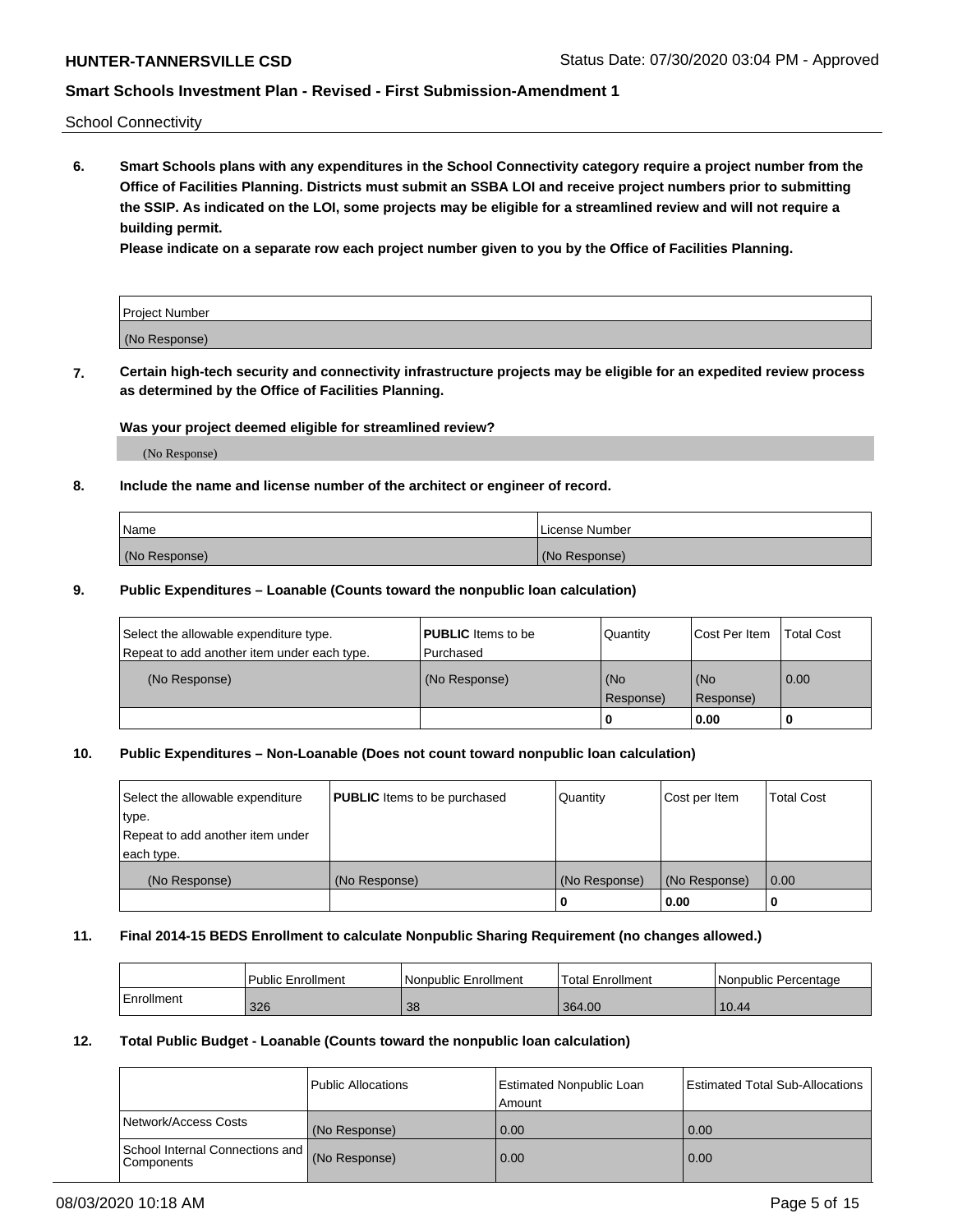School Connectivity

**6. Smart Schools plans with any expenditures in the School Connectivity category require a project number from the Office of Facilities Planning. Districts must submit an SSBA LOI and receive project numbers prior to submitting the SSIP. As indicated on the LOI, some projects may be eligible for a streamlined review and will not require a building permit.**

**Please indicate on a separate row each project number given to you by the Office of Facilities Planning.**

| Project Number |
|---|
| (No Response) |

**7. Certain high-tech security and connectivity infrastructure projects may be eligible for an expedited review process as determined by the Office of Facilities Planning.**

**Was your project deemed eligible for streamlined review?**

(No Response)

**8. Include the name and license number of the architect or engineer of record.**

| Name | License Number |
|---|---|
| (No Response) | (No Response) |

**9. Public Expenditures – Loanable (Counts toward the nonpublic loan calculation)**

| Select the allowable expenditure type. Repeat to add another item under each type. | **PUBLIC** Items to be Purchased | Quantity | Cost Per Item | Total Cost |
|---|---|---|---|---|
| (No Response) | (No Response) | (No Response) | (No Response) | 0.00 |
| | | 0 | 0.00 | 0 |

**10. Public Expenditures – Non-Loanable (Does not count toward nonpublic loan calculation)**

| Select the allowable expenditure type. Repeat to add another item under each type. | **PUBLIC** Items to be purchased | Quantity | Cost per Item | Total Cost |
|---|---|---|---|---|
| (No Response) | (No Response) | (No Response) | (No Response) | 0.00 |
| | | 0 | 0.00 | 0 |

**11. Final 2014-15 BEDS Enrollment to calculate Nonpublic Sharing Requirement (no changes allowed.)**

| | Public Enrollment | Nonpublic Enrollment | Total Enrollment | Nonpublic Percentage |
|---|---|---|---|---|
| Enrollment | 326 | 38 | 364.00 | 10.44 |

**12. Total Public Budget - Loanable (Counts toward the nonpublic loan calculation)**

| | Public Allocations | Estimated Nonpublic Loan Amount | Estimated Total Sub-Allocations |
|---|---|---|---|
| Network/Access Costs | (No Response) | 0.00 | 0.00 |
| School Internal Connections and Components | (No Response) | 0.00 | 0.00 |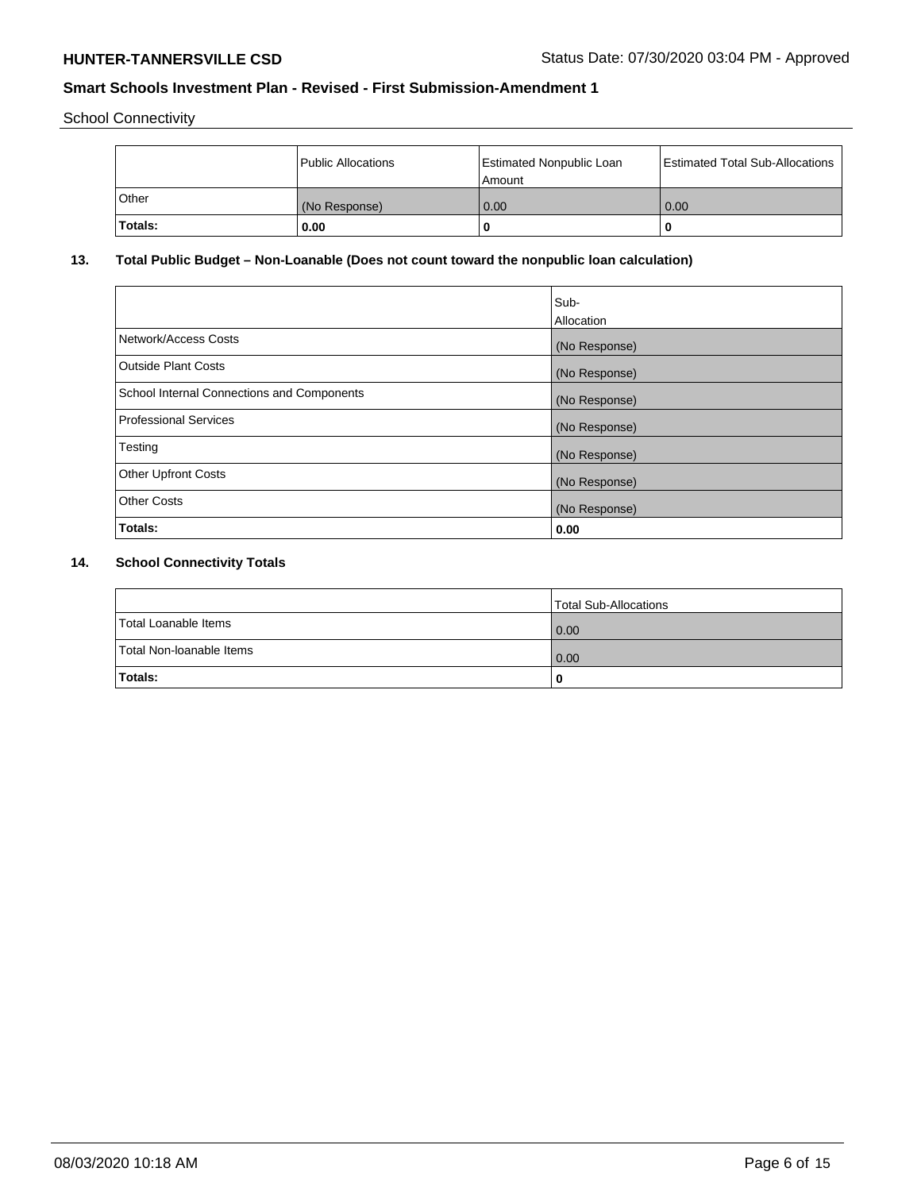School Connectivity

| | Public Allocations | Estimated Nonpublic Loan Amount | Estimated Total Sub-Allocations |
|---|---|---|---|
| Other | (No Response) | 0.00 | 0.00 |
| **Totals:** | **0.00** | **0** | **0** |

## 13. Total Public Budget – Non-Loanable (Does not count toward the nonpublic loan calculation)

| | Sub-Allocation |
|---|---|
| Network/Access Costs | (No Response) |
| Outside Plant Costs | (No Response) |
| School Internal Connections and Components | (No Response) |
| Professional Services | (No Response) |
| Testing | (No Response) |
| Other Upfront Costs | (No Response) |
| Other Costs | (No Response) |
| **Totals:** | **0.00** |

## 14. School Connectivity Totals

| | Total Sub-Allocations |
|---|---|
| Total Loanable Items | 0.00 |
| Total Non-loanable Items | 0.00 |
| **Totals:** | **0** |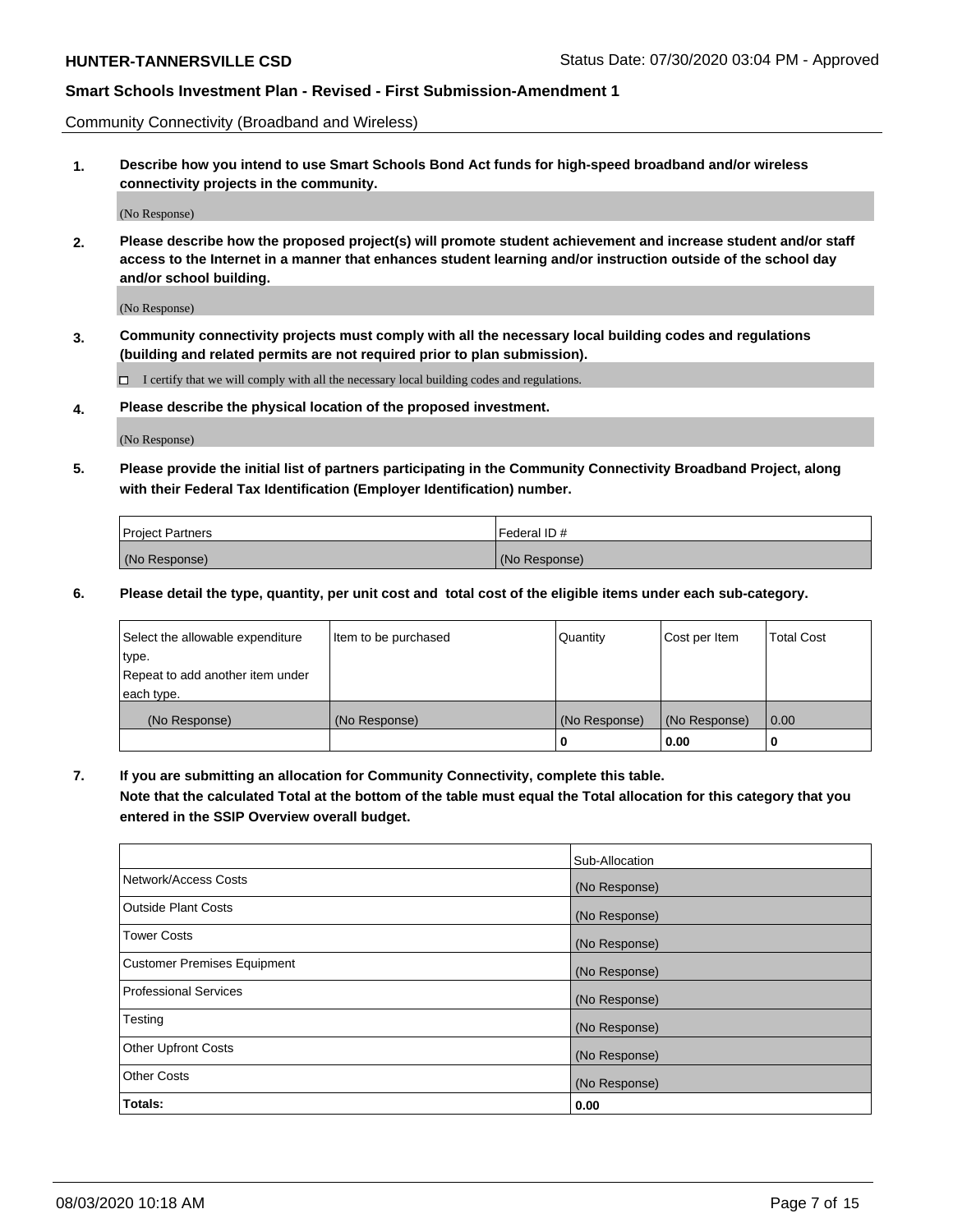Community Connectivity (Broadband and Wireless)

**1. Describe how you intend to use Smart Schools Bond Act funds for high-speed broadband and/or wireless connectivity projects in the community.**

(No Response)

**2. Please describe how the proposed project(s) will promote student achievement and increase student and/or staff access to the Internet in a manner that enhances student learning and/or instruction outside of the school day and/or school building.**

(No Response)

**3. Community connectivity projects must comply with all the necessary local building codes and regulations (building and related permits are not required prior to plan submission).**

☐ I certify that we will comply with all the necessary local building codes and regulations.

**4. Please describe the physical location of the proposed investment.**

(No Response)

**5. Please provide the initial list of partners participating in the Community Connectivity Broadband Project, along with their Federal Tax Identification (Employer Identification) number.**

| Project Partners | Federal ID # |
|---|---|
| (No Response) | (No Response) |

**6. Please detail the type, quantity, per unit cost and total cost of the eligible items under each sub-category.**

| Select the allowable expenditure type. Repeat to add another item under each type. | Item to be purchased | Quantity | Cost per Item | Total Cost |
|---|---|---|---|---|
| (No Response) | (No Response) | (No Response) | (No Response) | 0.00 |
| | | **0** | **0.00** | **0** |

**7. If you are submitting an allocation for Community Connectivity, complete this table. Note that the calculated Total at the bottom of the table must equal the Total allocation for this category that you entered in the SSIP Overview overall budget.**

| | Sub-Allocation |
|---|---|
| Network/Access Costs | (No Response) |
| Outside Plant Costs | (No Response) |
| Tower Costs | (No Response) |
| Customer Premises Equipment | (No Response) |
| Professional Services | (No Response) |
| Testing | (No Response) |
| Other Upfront Costs | (No Response) |
| Other Costs | (No Response) |
| **Totals:** | **0.00** |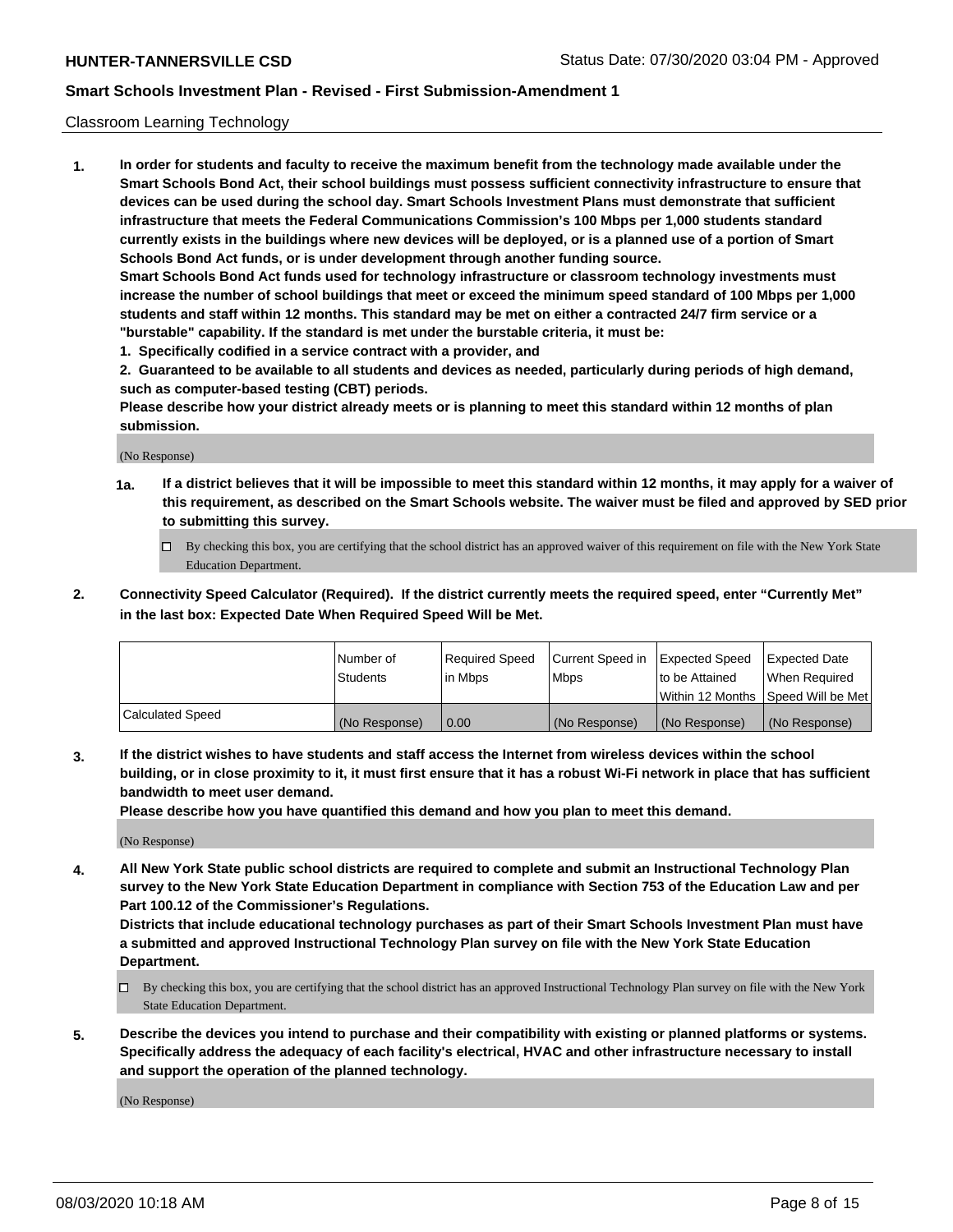Classroom Learning Technology

1. **In order for students and faculty to receive the maximum benefit from the technology made available under the Smart Schools Bond Act, their school buildings must possess sufficient connectivity infrastructure to ensure that devices can be used during the school day. Smart Schools Investment Plans must demonstrate that sufficient infrastructure that meets the Federal Communications Commission's 100 Mbps per 1,000 students standard currently exists in the buildings where new devices will be deployed, or is a planned use of a portion of Smart Schools Bond Act funds, or is under development through another funding source.**
   **Smart Schools Bond Act funds used for technology infrastructure or classroom technology investments must increase the number of school buildings that meet or exceed the minimum speed standard of 100 Mbps per 1,000 students and staff within 12 months. This standard may be met on either a contracted 24/7 firm service or a "burstable" capability. If the standard is met under the burstable criteria, it must be:**
   **1. Specifically codified in a service contract with a provider, and**
   **2. Guaranteed to be available to all students and devices as needed, particularly during periods of high demand, such as computer-based testing (CBT) periods.**
   **Please describe how your district already meets or is planning to meet this standard within 12 months of plan submission.**

   (No Response)

   **1a. If a district believes that it will be impossible to meet this standard within 12 months, it may apply for a waiver of this requirement, as described on the Smart Schools website. The waiver must be filed and approved by SED prior to submitting this survey.**

   - ☐ By checking this box, you are certifying that the school district has an approved waiver of this requirement on file with the New York State Education Department.

2. **Connectivity Speed Calculator (Required). If the district currently meets the required speed, enter "Currently Met" in the last box: Expected Date When Required Speed Will be Met.**

| | Number of Students | Required Speed in Mbps | Current Speed in Mbps | Expected Speed to be Attained Within 12 Months | Expected Date When Required Speed Will be Met |
|---|---|---|---|---|---|
| Calculated Speed | (No Response) | 0.00 | (No Response) | (No Response) | (No Response) |

3. **If the district wishes to have students and staff access the Internet from wireless devices within the school building, or in close proximity to it, it must first ensure that it has a robust Wi-Fi network in place that has sufficient bandwidth to meet user demand.**
   **Please describe how you have quantified this demand and how you plan to meet this demand.**

   (No Response)

4. **All New York State public school districts are required to complete and submit an Instructional Technology Plan survey to the New York State Education Department in compliance with Section 753 of the Education Law and per Part 100.12 of the Commissioner's Regulations.**
   **Districts that include educational technology purchases as part of their Smart Schools Investment Plan must have a submitted and approved Instructional Technology Plan survey on file with the New York State Education Department.**

   - ☐ By checking this box, you are certifying that the school district has an approved Instructional Technology Plan survey on file with the New York State Education Department.

5. **Describe the devices you intend to purchase and their compatibility with existing or planned platforms or systems. Specifically address the adequacy of each facility's electrical, HVAC and other infrastructure necessary to install and support the operation of the planned technology.**

   (No Response)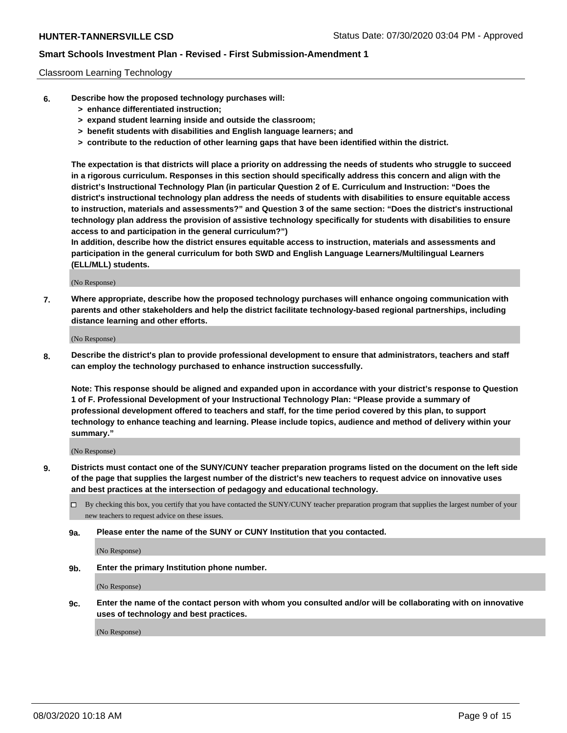Classroom Learning Technology

6. **Describe how the proposed technology purchases will:**
   - **> enhance differentiated instruction;**
   - **> expand student learning inside and outside the classroom;**
   - **> benefit students with disabilities and English language learners; and**
   - **> contribute to the reduction of other learning gaps that have been identified within the district.**

   **The expectation is that districts will place a priority on addressing the needs of students who struggle to succeed in a rigorous curriculum. Responses in this section should specifically address this concern and align with the district's Instructional Technology Plan (in particular Question 2 of E. Curriculum and Instruction: "Does the district's instructional technology plan address the needs of students with disabilities to ensure equitable access to instruction, materials and assessments?" and Question 3 of the same section: "Does the district's instructional technology plan address the provision of assistive technology specifically for students with disabilities to ensure access to and participation in the general curriculum?")**

   **In addition, describe how the district ensures equitable access to instruction, materials and assessments and participation in the general curriculum for both SWD and English Language Learners/Multilingual Learners (ELL/MLL) students.**

   (No Response)

7. **Where appropriate, describe how the proposed technology purchases will enhance ongoing communication with parents and other stakeholders and help the district facilitate technology-based regional partnerships, including distance learning and other efforts.**

   (No Response)

8. **Describe the district's plan to provide professional development to ensure that administrators, teachers and staff can employ the technology purchased to enhance instruction successfully.**

   **Note: This response should be aligned and expanded upon in accordance with your district's response to Question 1 of F. Professional Development of your Instructional Technology Plan: "Please provide a summary of professional development offered to teachers and staff, for the time period covered by this plan, to support technology to enhance teaching and learning. Please include topics, audience and method of delivery within your summary."**

   (No Response)

9. **Districts must contact one of the SUNY/CUNY teacher preparation programs listed on the document on the left side of the page that supplies the largest number of the district's new teachers to request advice on innovative uses and best practices at the intersection of pedagogy and educational technology.**

   ☐ By checking this box, you certify that you have contacted the SUNY/CUNY teacher preparation program that supplies the largest number of your new teachers to request advice on these issues.

   **9a. Please enter the name of the SUNY or CUNY Institution that you contacted.**

   (No Response)

   **9b. Enter the primary Institution phone number.**

   (No Response)

   **9c. Enter the name of the contact person with whom you consulted and/or will be collaborating with on innovative uses of technology and best practices.**

   (No Response)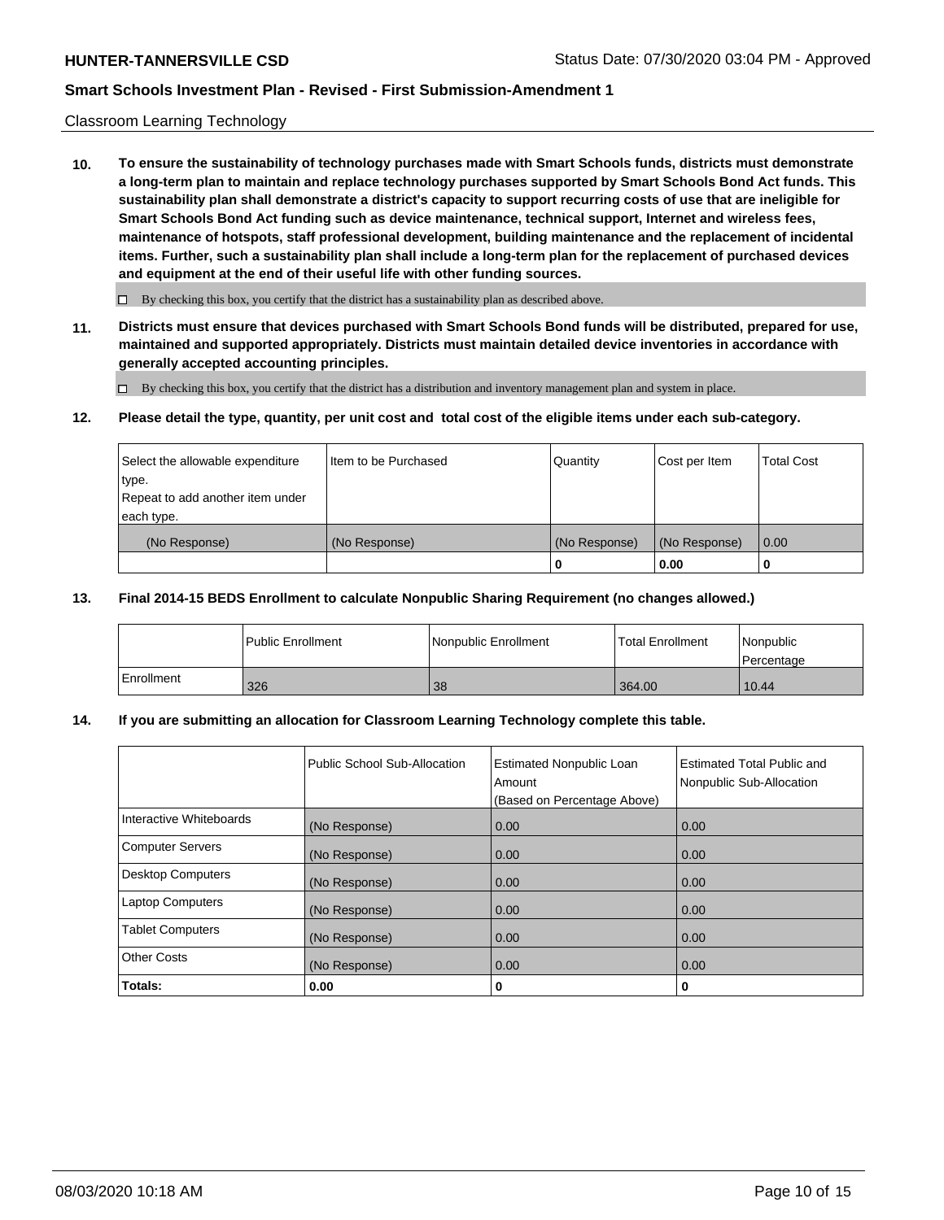Classroom Learning Technology

**10. To ensure the sustainability of technology purchases made with Smart Schools funds, districts must demonstrate a long-term plan to maintain and replace technology purchases supported by Smart Schools Bond Act funds. This sustainability plan shall demonstrate a district's capacity to support recurring costs of use that are ineligible for Smart Schools Bond Act funding such as device maintenance, technical support, Internet and wireless fees, maintenance of hotspots, staff professional development, building maintenance and the replacement of incidental items. Further, such a sustainability plan shall include a long-term plan for the replacement of purchased devices and equipment at the end of their useful life with other funding sources.**

☐ By checking this box, you certify that the district has a sustainability plan as described above.

**11. Districts must ensure that devices purchased with Smart Schools Bond funds will be distributed, prepared for use, maintained and supported appropriately. Districts must maintain detailed device inventories in accordance with generally accepted accounting principles.**

☐ By checking this box, you certify that the district has a distribution and inventory management plan and system in place.

**12. Please detail the type, quantity, per unit cost and total cost of the eligible items under each sub-category.**

| Select the allowable expenditure type. Repeat to add another item under each type. | Item to be Purchased | Quantity | Cost per Item | Total Cost |
|---|---|---|---|---|
| (No Response) | (No Response) | (No Response) | (No Response) | 0.00 |
| | | **0** | **0.00** | **0** |

**13. Final 2014-15 BEDS Enrollment to calculate Nonpublic Sharing Requirement (no changes allowed.)**

| | Public Enrollment | Nonpublic Enrollment | Total Enrollment | Nonpublic Percentage |
|---|---|---|---|---|
| Enrollment | 326 | 38 | 364.00 | 10.44 |

**14. If you are submitting an allocation for Classroom Learning Technology complete this table.**

| | Public School Sub-Allocation | Estimated Nonpublic Loan Amount (Based on Percentage Above) | Estimated Total Public and Nonpublic Sub-Allocation |
|---|---|---|---|
| Interactive Whiteboards | (No Response) | 0.00 | 0.00 |
| Computer Servers | (No Response) | 0.00 | 0.00 |
| Desktop Computers | (No Response) | 0.00 | 0.00 |
| Laptop Computers | (No Response) | 0.00 | 0.00 |
| Tablet Computers | (No Response) | 0.00 | 0.00 |
| Other Costs | (No Response) | 0.00 | 0.00 |
| **Totals:** | **0.00** | **0** | **0** |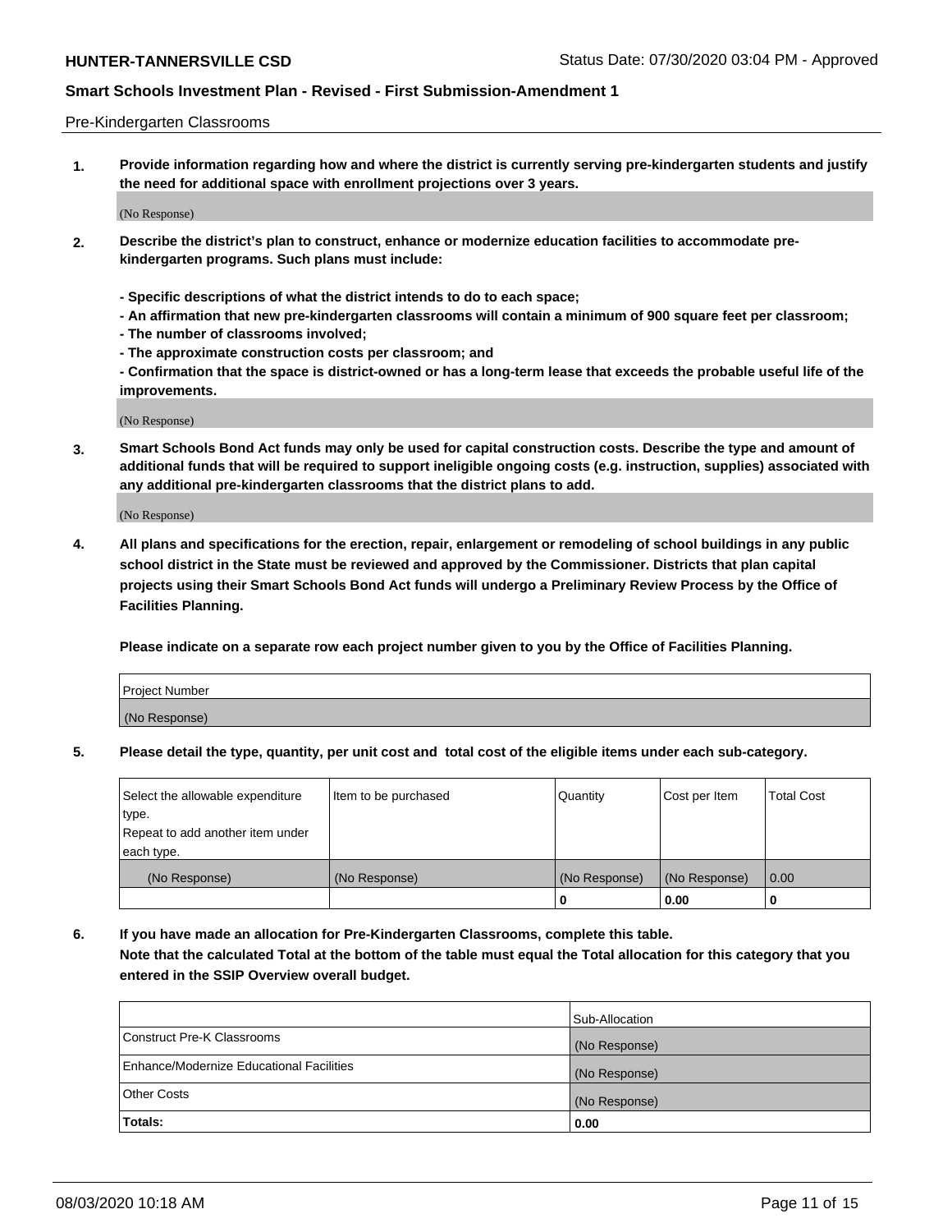Pre-Kindergarten Classrooms

**1. Provide information regarding how and where the district is currently serving pre-kindergarten students and justify the need for additional space with enrollment projections over 3 years.**

(No Response)

**2. Describe the district's plan to construct, enhance or modernize education facilities to accommodate pre-kindergarten programs. Such plans must include:**

**- Specific descriptions of what the district intends to do to each space;**
**- An affirmation that new pre-kindergarten classrooms will contain a minimum of 900 square feet per classroom;**
**- The number of classrooms involved;**
**- The approximate construction costs per classroom; and**
**- Confirmation that the space is district-owned or has a long-term lease that exceeds the probable useful life of the improvements.**

(No Response)

**3. Smart Schools Bond Act funds may only be used for capital construction costs. Describe the type and amount of additional funds that will be required to support ineligible ongoing costs (e.g. instruction, supplies) associated with any additional pre-kindergarten classrooms that the district plans to add.**

(No Response)

**4. All plans and specifications for the erection, repair, enlargement or remodeling of school buildings in any public school district in the State must be reviewed and approved by the Commissioner. Districts that plan capital projects using their Smart Schools Bond Act funds will undergo a Preliminary Review Process by the Office of Facilities Planning.**

**Please indicate on a separate row each project number given to you by the Office of Facilities Planning.**

| Project Number |
| --- |
| (No Response) |

**5. Please detail the type, quantity, per unit cost and total cost of the eligible items under each sub-category.**

| Select the allowable expenditure type. Repeat to add another item under each type. | Item to be purchased | Quantity | Cost per Item | Total Cost |
| --- | --- | --- | --- | --- |
| (No Response) | (No Response) | (No Response) | (No Response) | 0.00 |
| | | 0 | 0.00 | 0 |

**6. If you have made an allocation for Pre-Kindergarten Classrooms, complete this table. Note that the calculated Total at the bottom of the table must equal the Total allocation for this category that you entered in the SSIP Overview overall budget.**

| | Sub-Allocation |
| --- | --- |
| Construct Pre-K Classrooms | (No Response) |
| Enhance/Modernize Educational Facilities | (No Response) |
| Other Costs | (No Response) |
| **Totals:** | **0.00** |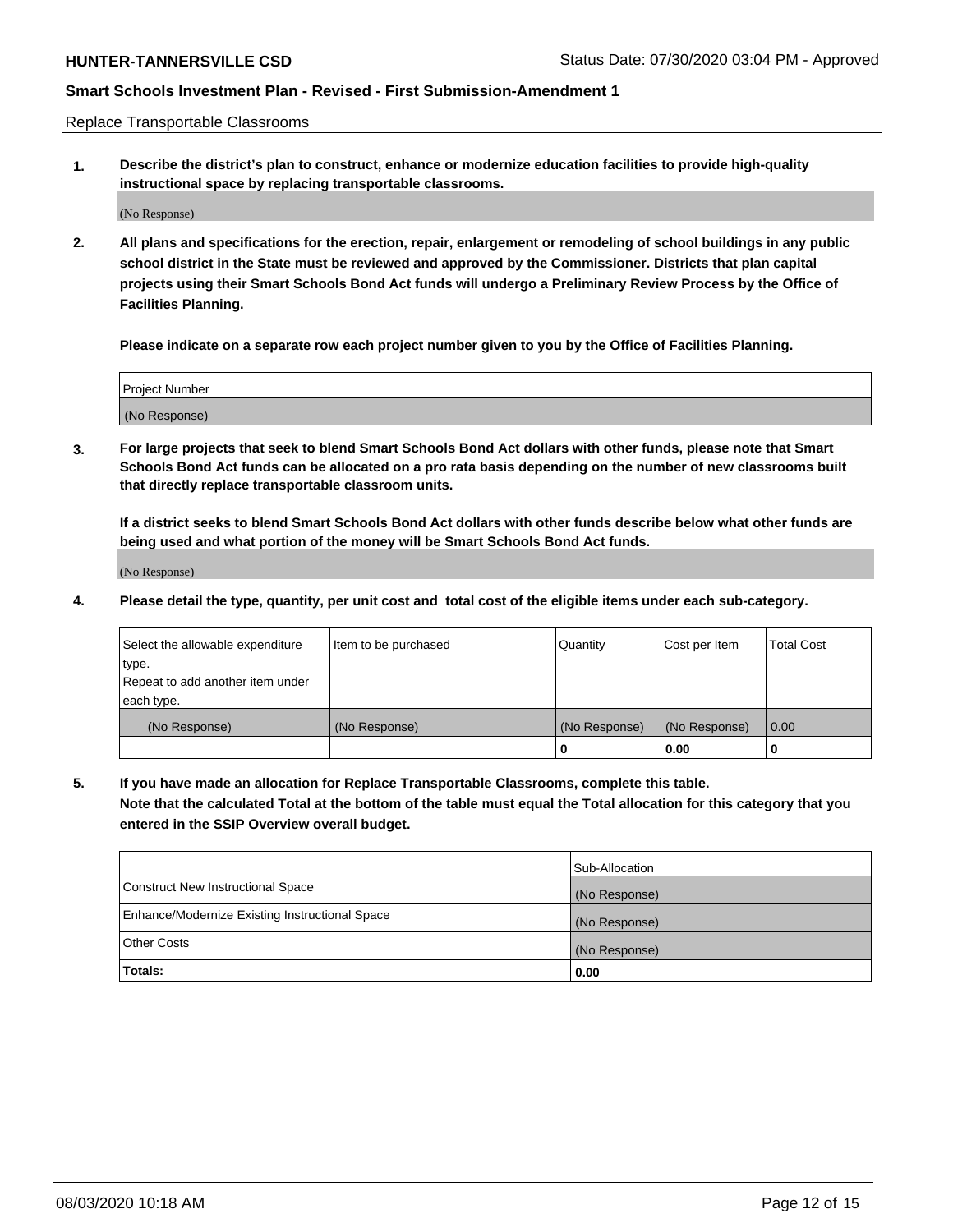Replace Transportable Classrooms

1. **Describe the district's plan to construct, enhance or modernize education facilities to provide high-quality instructional space by replacing transportable classrooms.**

(No Response)

2. **All plans and specifications for the erection, repair, enlargement or remodeling of school buildings in any public school district in the State must be reviewed and approved by the Commissioner. Districts that plan capital projects using their Smart Schools Bond Act funds will undergo a Preliminary Review Process by the Office of Facilities Planning.**

**Please indicate on a separate row each project number given to you by the Office of Facilities Planning.**

| Project Number |
|---|
| (No Response) |

3. **For large projects that seek to blend Smart Schools Bond Act dollars with other funds, please note that Smart Schools Bond Act funds can be allocated on a pro rata basis depending on the number of new classrooms built that directly replace transportable classroom units.**

**If a district seeks to blend Smart Schools Bond Act dollars with other funds describe below what other funds are being used and what portion of the money will be Smart Schools Bond Act funds.**

(No Response)

4. **Please detail the type, quantity, per unit cost and total cost of the eligible items under each sub-category.**

| Select the allowable expenditure type. Repeat to add another item under each type. | Item to be purchased | Quantity | Cost per Item | Total Cost |
|---|---|---|---|---|
| (No Response) | (No Response) | (No Response) | (No Response) | 0.00 |
| | | 0 | 0.00 | 0 |

5. **If you have made an allocation for Replace Transportable Classrooms, complete this table. Note that the calculated Total at the bottom of the table must equal the Total allocation for this category that you entered in the SSIP Overview overall budget.**

| | Sub-Allocation |
|---|---|
| Construct New Instructional Space | (No Response) |
| Enhance/Modernize Existing Instructional Space | (No Response) |
| Other Costs | (No Response) |
| **Totals:** | **0.00** |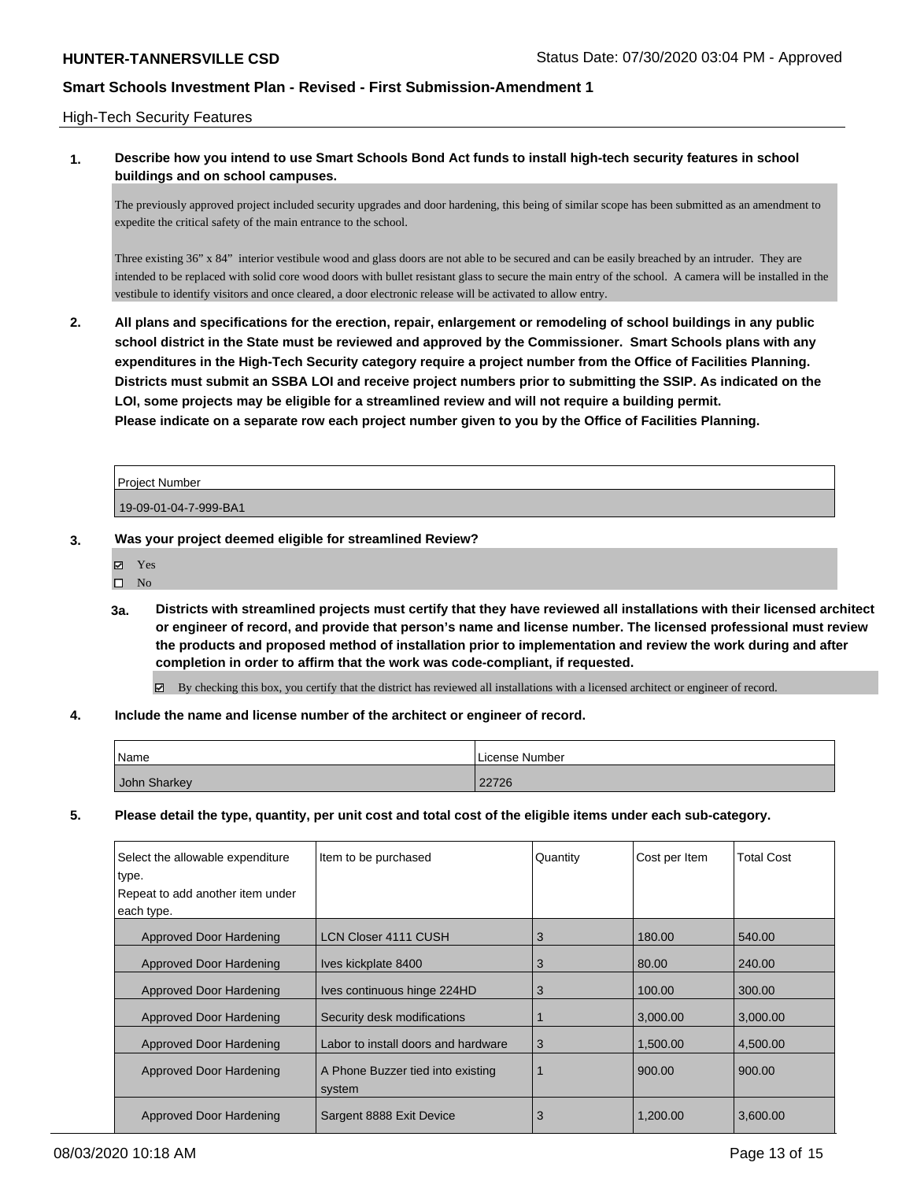High-Tech Security Features

**1. Describe how you intend to use Smart Schools Bond Act funds to install high-tech security features in school buildings and on school campuses.**

The previously approved project included security upgrades and door hardening, this being of similar scope has been submitted as an amendment to expedite the critical safety of the main entrance to the school.

Three existing 36" x 84" interior vestibule wood and glass doors are not able to be secured and can be easily breached by an intruder. They are intended to be replaced with solid core wood doors with bullet resistant glass to secure the main entry of the school. A camera will be installed in the vestibule to identify visitors and once cleared, a door electronic release will be activated to allow entry.

**2. All plans and specifications for the erection, repair, enlargement or remodeling of school buildings in any public school district in the State must be reviewed and approved by the Commissioner. Smart Schools plans with any expenditures in the High-Tech Security category require a project number from the Office of Facilities Planning. Districts must submit an SSBA LOI and receive project numbers prior to submitting the SSIP. As indicated on the LOI, some projects may be eligible for a streamlined review and will not require a building permit. Please indicate on a separate row each project number given to you by the Office of Facilities Planning.**

| Project Number |
|---|
| 19-09-01-04-7-999-BA1 |

**3. Was your project deemed eligible for streamlined Review?**

- ☑ Yes
- ☐ No

**3a. Districts with streamlined projects must certify that they have reviewed all installations with their licensed architect or engineer of record, and provide that person's name and license number. The licensed professional must review the products and proposed method of installation prior to implementation and review the work during and after completion in order to affirm that the work was code-compliant, if requested.**

☑ By checking this box, you certify that the district has reviewed all installations with a licensed architect or engineer of record.

**4. Include the name and license number of the architect or engineer of record.**

| Name | License Number |
|---|---|
| John Sharkey | 22726 |

**5. Please detail the type, quantity, per unit cost and total cost of the eligible items under each sub-category.**

| Select the allowable expenditure type. Repeat to add another item under each type. | Item to be purchased | Quantity | Cost per Item | Total Cost |
|---|---|---|---|---|
| Approved Door Hardening | LCN Closer 4111 CUSH | 3 | 180.00 | 540.00 |
| Approved Door Hardening | Ives kickplate 8400 | 3 | 80.00 | 240.00 |
| Approved Door Hardening | Ives continuous hinge 224HD | 3 | 100.00 | 300.00 |
| Approved Door Hardening | Security desk modifications | 1 | 3,000.00 | 3,000.00 |
| Approved Door Hardening | Labor to install doors and hardware | 3 | 1,500.00 | 4,500.00 |
| Approved Door Hardening | A Phone Buzzer tied into existing system | 1 | 900.00 | 900.00 |
| Approved Door Hardening | Sargent 8888 Exit Device | 3 | 1,200.00 | 3,600.00 |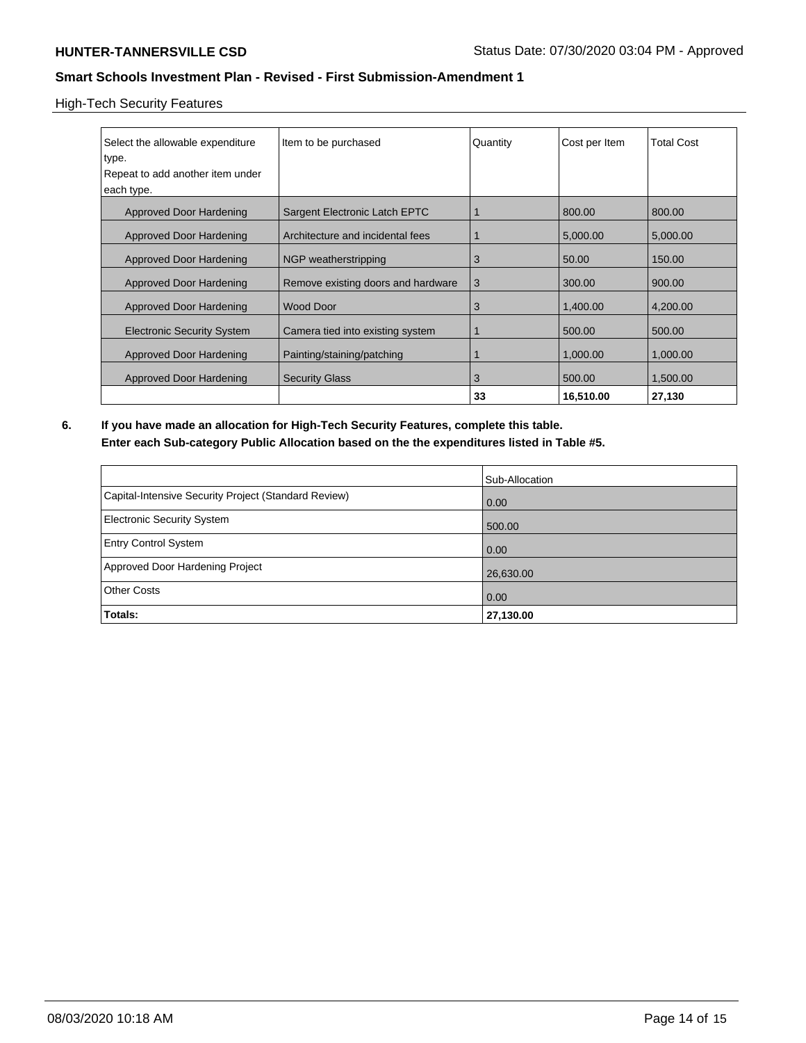High-Tech Security Features

| Select the allowable expenditure type. Repeat to add another item under each type. | Item to be purchased | Quantity | Cost per Item | Total Cost |
|---|---|---|---|---|
| Approved Door Hardening | Sargent Electronic Latch EPTC | 1 | 800.00 | 800.00 |
| Approved Door Hardening | Architecture and incidental fees | 1 | 5,000.00 | 5,000.00 |
| Approved Door Hardening | NGP weatherstripping | 3 | 50.00 | 150.00 |
| Approved Door Hardening | Remove existing doors and hardware | 3 | 300.00 | 900.00 |
| Approved Door Hardening | Wood Door | 3 | 1,400.00 | 4,200.00 |
| Electronic Security System | Camera tied into existing system | 1 | 500.00 | 500.00 |
| Approved Door Hardening | Painting/staining/patching | 1 | 1,000.00 | 1,000.00 |
| Approved Door Hardening | Security Glass | 3 | 500.00 | 1,500.00 |
| | | **33** | **16,510.00** | **27,130** |

**6. If you have made an allocation for High-Tech Security Features, complete this table. Enter each Sub-category Public Allocation based on the the expenditures listed in Table #5.**

| | Sub-Allocation |
|---|---|
| Capital-Intensive Security Project (Standard Review) | 0.00 |
| Electronic Security System | 500.00 |
| Entry Control System | 0.00 |
| Approved Door Hardening Project | 26,630.00 |
| Other Costs | 0.00 |
| **Totals:** | **27,130.00** |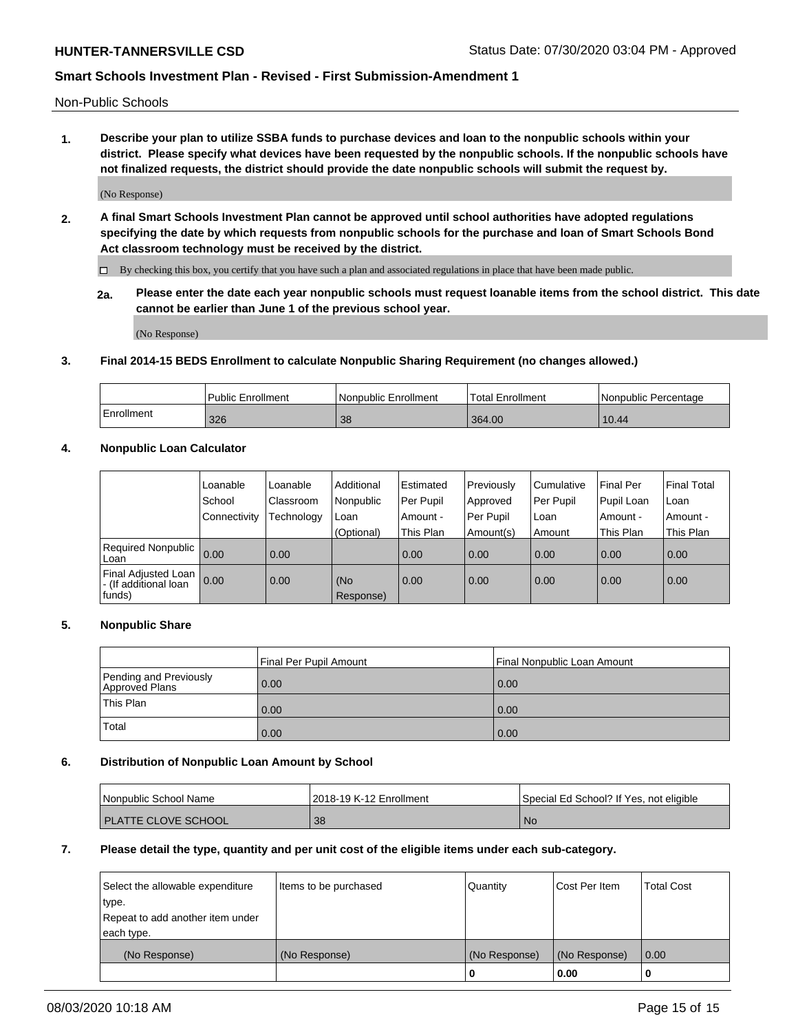Non-Public Schools

**1. Describe your plan to utilize SSBA funds to purchase devices and loan to the nonpublic schools within your district. Please specify what devices have been requested by the nonpublic schools. If the nonpublic schools have not finalized requests, the district should provide the date nonpublic schools will submit the request by.**

(No Response)

**2. A final Smart Schools Investment Plan cannot be approved until school authorities have adopted regulations specifying the date by which requests from nonpublic schools for the purchase and loan of Smart Schools Bond Act classroom technology must be received by the district.**

☐ By checking this box, you certify that you have such a plan and associated regulations in place that have been made public.

**2a. Please enter the date each year nonpublic schools must request loanable items from the school district. This date cannot be earlier than June 1 of the previous school year.**

(No Response)

**3. Final 2014-15 BEDS Enrollment to calculate Nonpublic Sharing Requirement (no changes allowed.)**

| | Public Enrollment | Nonpublic Enrollment | Total Enrollment | Nonpublic Percentage |
|---|---|---|---|---|
| Enrollment | 326 | 38 | 364.00 | 10.44 |

**4. Nonpublic Loan Calculator**

| | Loanable School Connectivity | Loanable Classroom Technology | Additional Nonpublic Loan (Optional) | Estimated Per Pupil Amount - This Plan | Previously Approved Per Pupil Amount(s) | Cumulative Per Pupil Loan Amount | Final Per Pupil Loan Amount - This Plan | Final Total Loan Amount - This Plan |
|---|---|---|---|---|---|---|---|---|
| Required Nonpublic Loan | 0.00 | 0.00 | | 0.00 | 0.00 | 0.00 | 0.00 | 0.00 |
| Final Adjusted Loan - (If additional loan funds) | 0.00 | 0.00 | (No Response) | 0.00 | 0.00 | 0.00 | 0.00 | 0.00 |

**5. Nonpublic Share**

| | Final Per Pupil Amount | Final Nonpublic Loan Amount |
|---|---|---|
| Pending and Previously Approved Plans | 0.00 | 0.00 |
| This Plan | 0.00 | 0.00 |
| Total | 0.00 | 0.00 |

**6. Distribution of Nonpublic Loan Amount by School**

| Nonpublic School Name | 2018-19 K-12 Enrollment | Special Ed School? If Yes, not eligible |
|---|---|---|
| PLATTE CLOVE SCHOOL | 38 | No |

**7. Please detail the type, quantity and per unit cost of the eligible items under each sub-category.**

| Select the allowable expenditure type. Repeat to add another item under each type. | Items to be purchased | Quantity | Cost Per Item | Total Cost |
|---|---|---|---|---|
| (No Response) | (No Response) | (No Response) | (No Response) | 0.00 |
| | | 0 | 0.00 | 0 |